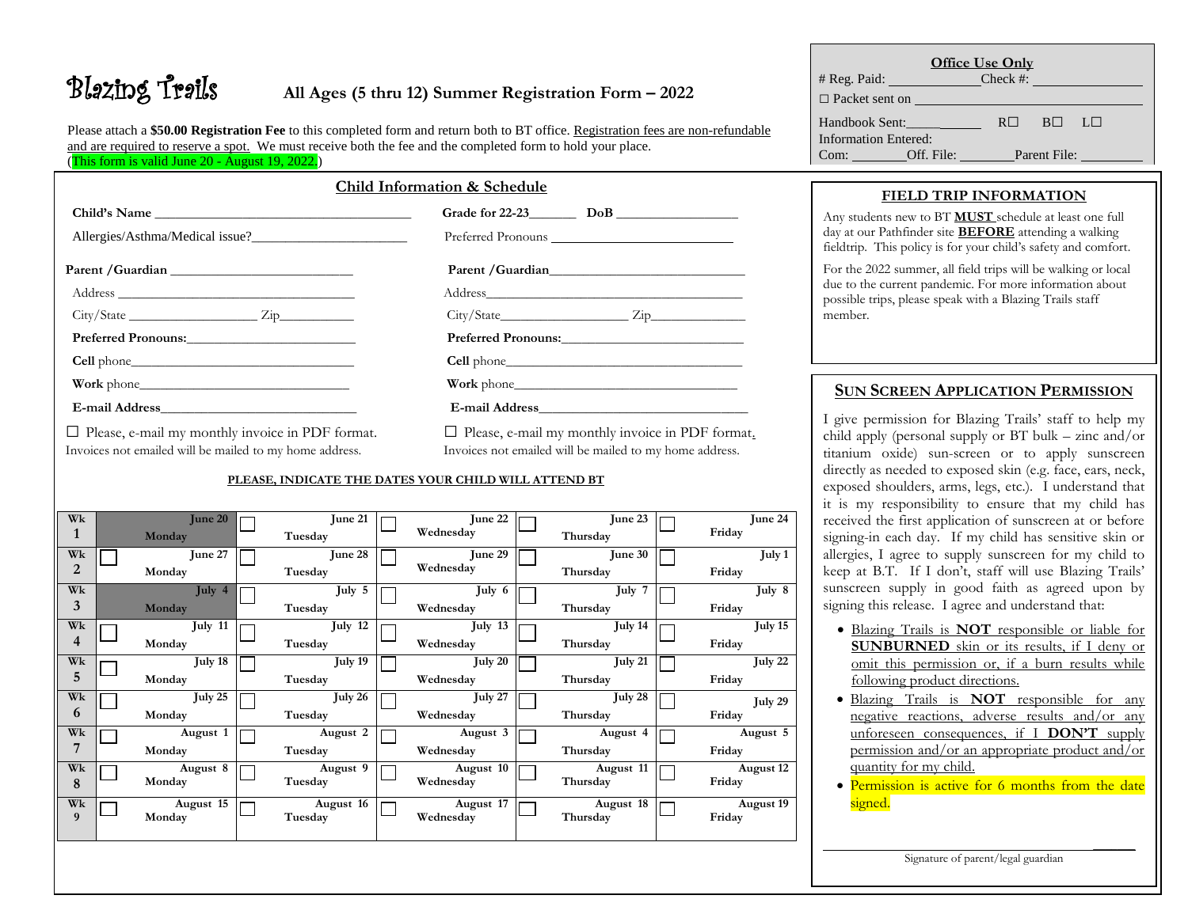# Blazing Trails

## All Ages (5 thru 12) Summer Registration Form – 2022

**Office Use Only**

# Reg. Paid: ____________ Check #: ______________

☐ Packet sent on ______________________________

Handbook Sent:__________ R☐ B☐ L☐

Information Entered:

Com: _______ Off. File: _______ Parent File: ________

Please attach a **$50.00 Registration Fee** to this completed form and return both to BT office. Registration fees are non-refundable and are required to reserve a spot. We must receive both the fee and the completed form to hold your place.

(This form is valid June 20 - August 19, 2022.)

## Child Information & Schedule

**Child's Name** ____________________________________ **Grade for 22-23**_______ **DoB** _________________

Allergies/Asthma/Medical issue?______________________ Preferred Pronouns ___________________________

**Parent /Guardian** __________________________ **Parent /Guardian**_____________________________

Address _____________________________________ Address_____________________________________

City/State __________________ Zip__________ City/State__________________ Zip_____________

**Preferred Pronouns:**________________________ **Preferred Pronouns:**__________________________

**Cell** phone_________________________________ **Cell** phone___________________________________

**Work** phone_______________________________ **Work** phone__________________________________

**E-mail Address**____________________________ **E-mail Address**_______________________________

☐ Please, e-mail my monthly invoice in PDF format. ☐ Please, e-mail my monthly invoice in PDF format.

Invoices not emailed will be mailed to my home address. Invoices not emailed will be mailed to my home address.

**PLEASE, INDICATE THE DATES YOUR CHILD WILL ATTEND BT**

| Wk | Monday | Tuesday | Wednesday | Thursday | Friday |
|---|---|---|---|---|---|
| Wk 1 | June 20 Monday | ☐ June 21 Tuesday | ☐ June 22 Wednesday | ☐ June 23 Thursday | ☐ June 24 Friday |
| Wk 2 | ☐ June 27 Monday | ☐ June 28 Tuesday | ☐ June 29 Wednesday | ☐ June 30 Thursday | ☐ July 1 Friday |
| Wk 3 | July 4 Monday | ☐ July 5 Tuesday | ☐ July 6 Wednesday | ☐ July 7 Thursday | ☐ July 8 Friday |
| Wk 4 | ☐ July 11 Monday | ☐ July 12 Tuesday | ☐ July 13 Wednesday | ☐ July 14 Thursday | ☐ July 15 Friday |
| Wk 5 | ☐ July 18 Monday | ☐ July 19 Tuesday | ☐ July 20 Wednesday | ☐ July 21 Thursday | ☐ July 22 Friday |
| Wk 6 | ☐ July 25 Monday | ☐ July 26 Tuesday | ☐ July 27 Wednesday | ☐ July 28 Thursday | ☐ July 29 Friday |
| Wk 7 | ☐ August 1 Monday | ☐ August 2 Tuesday | ☐ August 3 Wednesday | ☐ August 4 Thursday | ☐ August 5 Friday |
| Wk 8 | ☐ August 8 Monday | ☐ August 9 Tuesday | ☐ August 10 Wednesday | ☐ August 11 Thursday | ☐ August 12 Friday |
| Wk 9 | ☐ August 15 Monday | ☐ August 16 Tuesday | ☐ August 17 Wednesday | ☐ August 18 Thursday | ☐ August 19 Friday |

## FIELD TRIP INFORMATION

Any students new to BT **MUST** schedule at least one full day at our Pathfinder site **BEFORE** attending a walking fieldtrip. This policy is for your child's safety and comfort.

For the 2022 summer, all field trips will be walking or local due to the current pandemic. For more information about possible trips, please speak with a Blazing Trails staff member.

## SUN SCREEN APPLICATION PERMISSION

I give permission for Blazing Trails' staff to help my child apply (personal supply or BT bulk – zinc and/or titanium oxide) sun-screen or to apply sunscreen directly as needed to exposed skin (e.g. face, ears, neck, exposed shoulders, arms, legs, etc.). I understand that it is my responsibility to ensure that my child has received the first application of sunscreen at or before signing-in each day. If my child has sensitive skin or allergies, I agree to supply sunscreen for my child to keep at B.T. If I don't, staff will use Blazing Trails' sunscreen supply in good faith as agreed upon by signing this release. I agree and understand that:

- Blazing Trails is **NOT** responsible or liable for **SUNBURNED** skin or its results, if I deny or omit this permission or, if a burn results while following product directions.
- Blazing Trails is **NOT** responsible for any negative reactions, adverse results and/or any unforeseen consequences, if I **DON'T** supply permission and/or an appropriate product and/or quantity for my child.
- Permission is active for 6 months from the date signed.

_____________________________________________

Signature of parent/legal guardian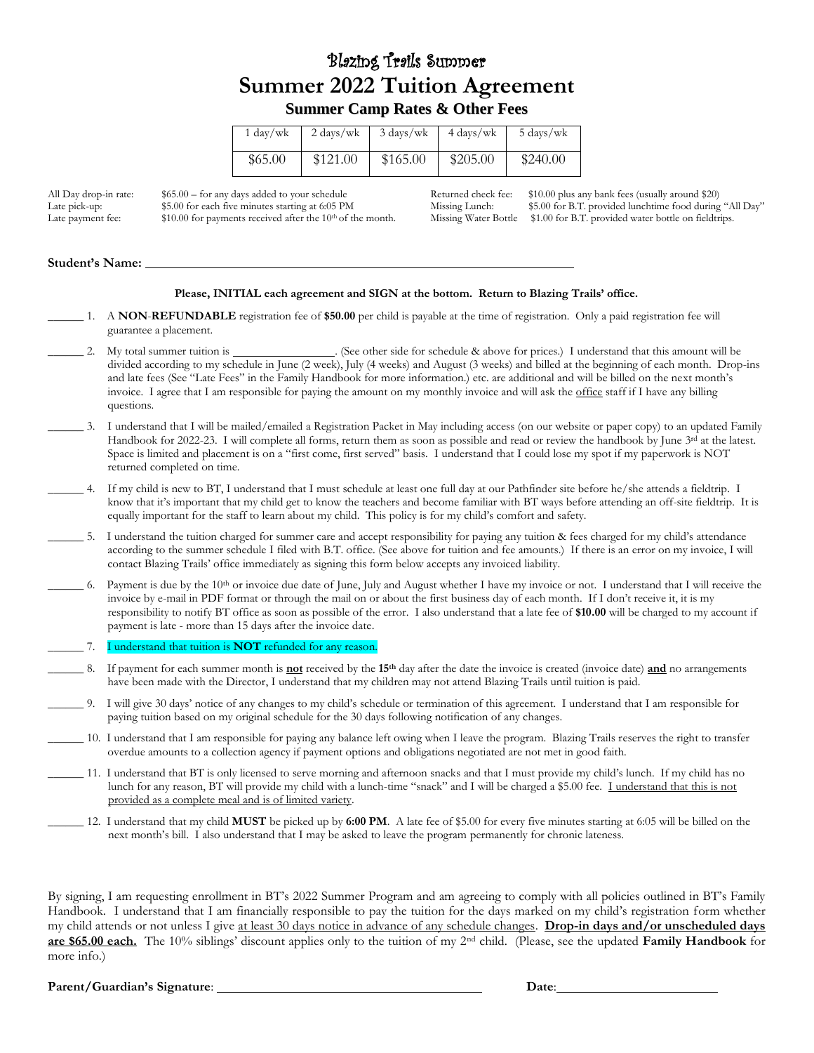# Blazing Trails Summer

# Summer 2022 Tuition Agreement

## Summer Camp Rates & Other Fees

| 1 day/wk | 2 days/wk | 3 days/wk | 4 days/wk | 5 days/wk |
|---|---|---|---|---|
| $65.00 | $121.00 | $165.00 | $205.00 | $240.00 |

All Day drop-in rate: $65.00 – for any days added to your schedule
Late pick-up: $5.00 for each five minutes starting at 6:05 PM
Late payment fee: $10.00 for payments received after the 10th of the month.

Returned check fee: $10.00 plus any bank fees (usually around $20)
Missing Lunch: $5.00 for B.T. provided lunchtime food during "All Day"
Missing Water Bottle $1.00 for B.T. provided water bottle on fieldtrips.

**Student's Name:** ______________________________________________

**Please, INITIAL each agreement and SIGN at the bottom. Return to Blazing Trails' office.**

______ 1. A **NON-REFUNDABLE** registration fee of **$50.00** per child is payable at the time of registration. Only a paid registration fee will guarantee a placement.

______ 2. My total summer tuition is ________________. (See other side for schedule & above for prices.) I understand that this amount will be divided according to my schedule in June (2 week), July (4 weeks) and August (3 weeks) and billed at the beginning of each month. Drop-ins and late fees (See "Late Fees" in the Family Handbook for more information.) etc. are additional and will be billed on the next month's invoice. I agree that I am responsible for paying the amount on my monthly invoice and will ask the office staff if I have any billing questions.

______ 3. I understand that I will be mailed/emailed a Registration Packet in May including access (on our website or paper copy) to an updated Family Handbook for 2022-23. I will complete all forms, return them as soon as possible and read or review the handbook by June 3rd at the latest. Space is limited and placement is on a "first come, first served" basis. I understand that I could lose my spot if my paperwork is NOT returned completed on time.

______ 4. If my child is new to BT, I understand that I must schedule at least one full day at our Pathfinder site before he/she attends a fieldtrip. I know that it's important that my child get to know the teachers and become familiar with BT ways before attending an off-site fieldtrip. It is equally important for the staff to learn about my child. This policy is for my child's comfort and safety.

______ 5. I understand the tuition charged for summer care and accept responsibility for paying any tuition & fees charged for my child's attendance according to the summer schedule I filed with B.T. office. (See above for tuition and fee amounts.) If there is an error on my invoice, I will contact Blazing Trails' office immediately as signing this form below accepts any invoiced liability.

______ 6. Payment is due by the 10th or invoice due date of June, July and August whether I have my invoice or not. I understand that I will receive the invoice by e-mail in PDF format or through the mail on or about the first business day of each month. If I don't receive it, it is my responsibility to notify BT office as soon as possible of the error. I also understand that a late fee of **$10.00** will be charged to my account if payment is late - more than 15 days after the invoice date.

______ 7. I understand that tuition is **NOT** refunded for any reason.

______ 8. If payment for each summer month is **not** received by the **15th** day after the date the invoice is created (invoice date) **and** no arrangements have been made with the Director, I understand that my children may not attend Blazing Trails until tuition is paid.

______ 9. I will give 30 days' notice of any changes to my child's schedule or termination of this agreement. I understand that I am responsible for paying tuition based on my original schedule for the 30 days following notification of any changes.

______ 10. I understand that I am responsible for paying any balance left owing when I leave the program. Blazing Trails reserves the right to transfer overdue amounts to a collection agency if payment options and obligations negotiated are not met in good faith.

______ 11. I understand that BT is only licensed to serve morning and afternoon snacks and that I must provide my child's lunch. If my child has no lunch for any reason, BT will provide my child with a lunch-time "snack" and I will be charged a $5.00 fee. I understand that this is not provided as a complete meal and is of limited variety.

______ 12. I understand that my child **MUST** be picked up by **6:00 PM**. A late fee of $5.00 for every five minutes starting at 6:05 will be billed on the next month's bill. I also understand that I may be asked to leave the program permanently for chronic lateness.

By signing, I am requesting enrollment in BT"s 2022 Summer Program and am agreeing to comply with all policies outlined in BT's Family Handbook. I understand that I am financially responsible to pay the tuition for the days marked on my child's registration form whether my child attends or not unless I give at least 30 days notice in advance of any schedule changes. **Drop-in days and/or unscheduled days are $65.00 each.** The 10% siblings' discount applies only to the tuition of my 2nd child. (Please, see the updated **Family Handbook** for more info.)

**Parent/Guardian's Signature**: ________________________________ **Date**: ____________________